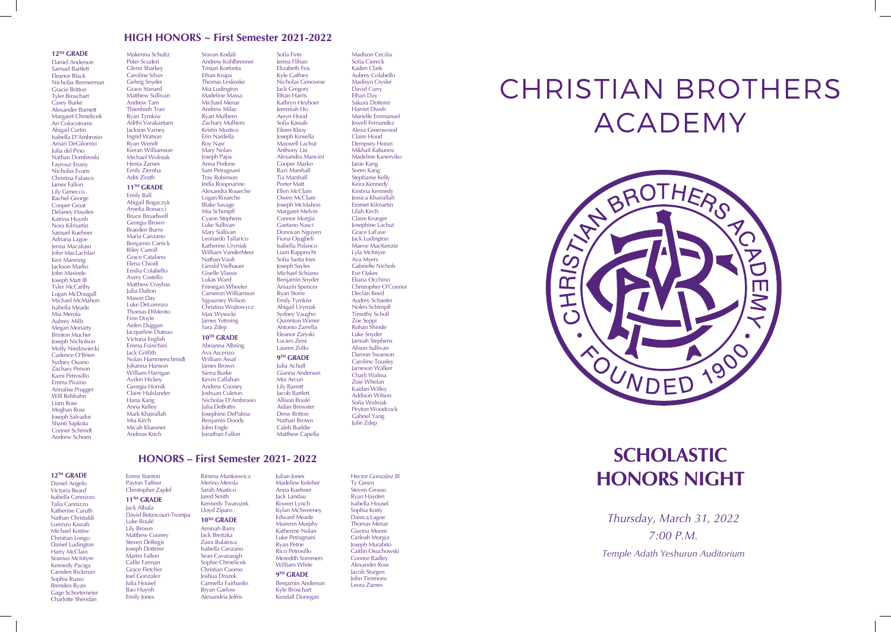# CHRISTIAN BROTHERS ACADEMY

## SCHOLASTIC HONORS NIGHT

*Thursday, March 31, 2022*

*7:00 P.M.*

*Temple Adath Yeshurun Auditorium*

## HIGH HONORS ~ First Semester 2021-2022

### 12TH GRADE

Daniel Anderson
Samuel Bartlett
Eleanor Black
Nicholas Bremerman
Gracie Britton
Tyler Broschart
Casey Burke
Alexander Burnett
Margaret Chmelicek
Ari Colocotronis
Abigail Curtin
Isabella D'Ambrosio
Amari DeGilormo
Julia del Pino
Nathan Dombroski
Fayrouz Enany
Nicholas Evans
Christina Falasco
James Fallon
Lily Genecco
Rachel George
Cooper Groat
Delaney Hayden
Katrina Huynh
Nora Kilmartin
Samuel Kuehner
Adriana Lagoe
Jenna Macaluso
John MacLachlan
Keri Manning
Jackson Marko
John Masinde
Joseph Matt III
Tyler McCarthy
Logan McDougall
Michael McMahon
Isabella Meade
Mia Merola
Aubrey Mills
Megan Moriarty
Brinton Mucher
Joseph Nicholson
Molly Niedzwiecki
Cadence O'Brien
Sydney Ouano
Zachary Person
Kami Petrosillo
Emma Piraino
Annalise Prugger
Will Rebhahn
Liam Rose
Meghan Ross
Joseph Salvador
Shanti Sapkota
Conner Schmidt
Andrew Schoen
Makenna Schultz
Peter Scuderi
Glenn Sharkey
Caroline Silver
Gehrig Snyder
Grace Stanard
Matthew Sullivan
Andrew Tam
Thienbinh Tran
Ryan Tymkiw
Adithi Varakantam
Jackson Varney
Ingrid Watson
Ryan Wendt
Kieran Williamson
Michael Wolniak
Henia Zames
Emily Ziemba
Aditi Zirath

### 11TH GRADE

Emily Ball
Abigail Bogaczyk
Amelia Bonacci
Bruce Broadwell
Georgia Brown
Braeden Burns
Maria Canzano
Benjamin Carrick
Riley Carroll
Grace Catalano
Elena Chiodi
Emilia Colabello
Avery Costello
Matthew Craybas
Julia Dalton
Mason Day
Luke DeLorenzo
Thomas DiMento
Finn Doyle
Aiden Duggan
Jacqueline Duteau
Victoria English
Emma Franchini
Jack Griffith
Nolan Hammerschmidt
Johanna Hanson
William Harrigan
Ayden Hickey
Georgia Hornik
Claire Hulslander
Hana Kang
Anna Kelley
Mark Khairallah
Mia Kirch
Micah Kluesner
Andreas Koch
Sravan Kodali
Andrew Kohlbrenner
Tristan Korfonta
Ethan Krupa
Thomas Leskoske
Mia Ludington
Madeline Massa
Michael Menar
Andrew Milac
Ryan Mulhern
Zachary Mulhern
Kristin Mustico
Erin Nardella
Roy Nasr
Mary Nolan
Joseph Papa
Anna Pedone
Sam Petragnani
Tray Robinson
India Roopnarine
Alexandra Roueche
Logan Roueche
Blake Savage
Mia Schimpff
Cyann Stephens
Luke Sullivan
Mary Sullivan
Leonardo Tallarico
Katherine Uryniak
William VanderMeer
Nathan Vault
Gerald Vielhauer
Giselle Vlassis
Lukas Ward
Finnegan Wheeler
Cameron Williamson
Sigourney Wilson
Christina Wojtowycz
Max Wysocki
James Yetming
Sara Zdep

### 10TH GRADE

Abrianna Albring
Ava Ascenzo
William Assaf
James Brown
Sierra Burke
Kevin Callahan
Andrew Cooney
Joshuan Culeton
Nicholas D'Ambrosio
Julia DeBottis
Josephine DePalma
Benjamin Doody
John Engle
Jonathan Fallon
Sofia Finn
Jenna Flihan
Elizabeth Fox
Kyle Gaffney
Nicholas Genovese
Jack Gregory
Ethan Harris
Kathryn Heyboer
Jeremiah Ho
Aeryn Hood
Sofia Kassab
Eileen Khoy
Joseph Kinsella
Maxwell Lachut
Anthony Lisi
Alexandra Mancini
Cooper Marko
Razi Marshall
Tia Marshall
Porter Matt
Ellen McClain
Owen McClure
Joseph McMahon
Margaret Melvin
Connor Morgia
Gaetano Nasci
Donovan Nguyen
Fiona Ojugbeli
Isabella Polanco
Liam Rupprecht
Sofia Santa Ines
Joseph Sayles
Michael Schiano
Benjamin Snyder
Amazin Spencer
Ryan Storie
Emily Tymkiw
Abigail Uryniak
Sydney Vaughn
Quinnton Wimer
Antonio Zarrella
Eleanor Zaryski
Lucien Zens
Lauren Zollo

### 9TH GRADE

Julia Achuff
Gianna Anderson
Mia Arcuri
Lily Barrett
Jacob Bartlett
Allison Boulé
Aidan Brewster
Drew Britton
Nathan Brown
Caleb Buddie
Matthew Capella
Madison Cecilia
Sofia Ciereck
Kaden Clark
Aubrey Colabello
Madisyn Crysler
David Curry
Ethan Day
Sakura Dotterer
Harriet Dweh
Marielle Emmanuel
Jewell Fernandez
Alexa Greenwood
Claire Hood
Dempsey Horan
Mikhail Kabunov
Madeline Kanerviko
Janie Kang
Soren Kang
Stephanie Kelly
Keira Kennedy
Kristina Kennedy
Jessica Khairallah
Emmet Kilmartin
Lilah Kirch
Claire Krueger
Josephine Lachut
Grace LaFave
Jack Ludington
Maeve MacKenzie
Lyla McIntyre
Ava Myers
Gabrielle Nichols
Eve Oakes
Eliana Occhino
Christopher O'Connor
Declan Reed
Audrey Schaefer
Nolen Schimpff
Timothy Scholl
Zoe Seppi
Rohan Shinde
Luke Snyder
Jamiah Stephens
Alison Sullivan
Damon Swanson
Caroline Tousley
Jameson Walker
Charli Walma
Zoie Whelan
Kaidan Willey
Addison Wilson
Sofia Wolniak
Peyton Woodcock
Gabriel Yang
Julie Zdep

## HONORS – First Semester 2021- 2022

### 12TH GRADE

Daniel Angelo
Victoria Beard
Isabella Cannizzo
Talia Cannizzo
Katherine Caruth
Nathan Christaldi
Lorenzo Kassab
Michael Kostiw
Christian Longo
Daniel Ludington
Harry McClain
Seamus McIntyre
Kennedy Paciga
Camden Rickman
Sophia Russo
Brenden Ryan
Gage Schortemeier
Charlotte Sheridan
Emmi Stanton
Payton Taffner
Christopher Zajdel

### 11TH GRADE

Jack Albala
David Betancourt-Trompa
Luke Boulé
Lily Brown
Matthew Cooney
Steven DeRegis
Joseph Dotterer
Martin Fallon
Callie Farman
Grace Fletcher
Joel Gonzalez
Julia Housel
Bao Huynh
Emily Jones
Rimma Mankiewicz
Merino Merola
Sarah Mustico
Jared Smith
Kennedy Twarozek
Lloyd Ziparo

### 10TH GRADE

Aminah Barry
Jack Breitzka
Zaira Bulatova
Isabella Canzano
Sean Cavanaugh
Sophie Chmelicek
Christian Cuomo
Joshua Drazek
Carmella Fairbanks
Bryan Garlow
Alexandria Jeffris
Julian Jones
Madeline Keleher
Anna Kuehner
Jack Landau
Rowen Lynch
Kylan McSweeney
Edward Meade
Mairenn Murphy
Katherine Nolan
Luke Petragnani
Ryan Petrie
Rico Petrosillo
Meredith Sommers
William White

### 9TH GRADE

Benjamin Anderson
Kyle Broschart
Kendall Donegan
Hector Gonzalez III
Ty Green
Steven Grosso
Ryan Hayden
Isabella Housel
Sophia Kosty
Danica Lagoe
Thomas Menar
Gianna Moore
Carleah Morgia
Joseph Murabito
Caitlin Osuchowski
Connor Radley
Alexander Ross
Jacob Sturgen
John Timmons
Leora Zames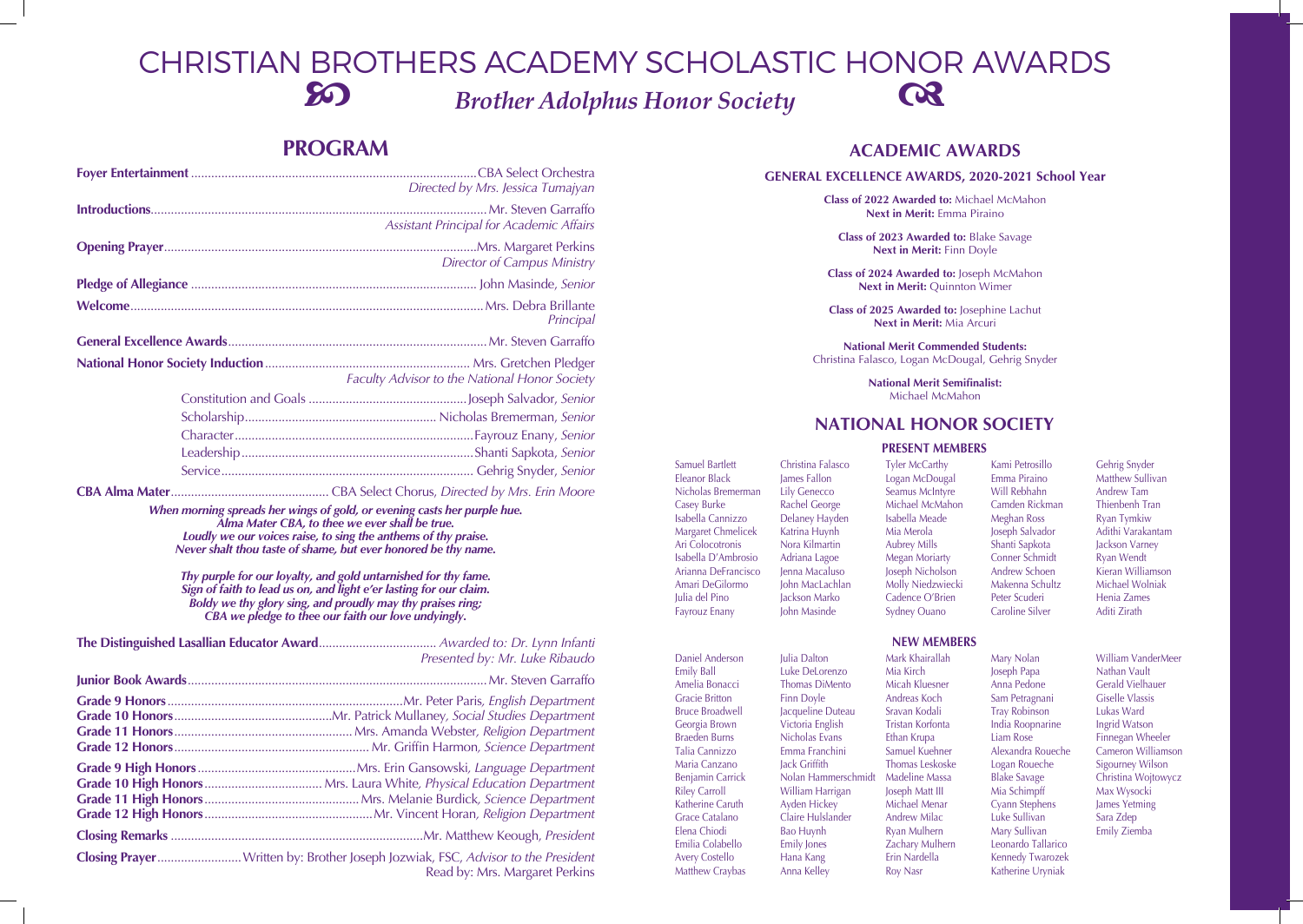# CHRISTIAN BROTHERS ACADEMY SCHOLASTIC HONOR AWARDS

*Brother Adolphus Honor Society*

## PROGRAM

**Foyer Entertainment** ....... CBA Select Orchestra
*Directed by Mrs. Jessica Tumajyan*

**Introductions** ....... Mr. Steven Garraffo
*Assistant Principal for Academic Affairs*

**Opening Prayer** ....... Mrs. Margaret Perkins
*Director of Campus Ministry*

**Pledge of Allegiance** ....... John Masinde, *Senior*

**Welcome** ....... Mrs. Debra Brillante
*Principal*

**General Excellence Awards** ....... Mr. Steven Garraffo

**National Honor Society Induction** ....... Mrs. Gretchen Pledger
*Faculty Advisor to the National Honor Society*

- Constitution and Goals ....... Joseph Salvador, *Senior*
- Scholarship ....... Nicholas Bremerman, *Senior*
- Character ....... Fayrouz Enany, *Senior*
- Leadership ....... Shanti Sapkota, *Senior*
- Service ....... Gehrig Snyder, *Senior*

**CBA Alma Mater** ....... CBA Select Chorus, *Directed by Mrs. Erin Moore*

***When morning spreads her wings of gold, or evening casts her purple hue.***
***Alma Mater CBA, to thee we ever shall be true.***
***Loudly we our voices raise, to sing the anthems of thy praise.***
***Never shalt thou taste of shame, but ever honored be thy name.***

***Thy purple for our loyalty, and gold untarnished for thy fame.***
***Sign of faith to lead us on, and light e'er lasting for our claim.***
***Boldy we thy glory sing, and proudly may thy praises ring;***
***CBA we pledge to thee our faith our love undyingly.***

**The Distinguished Lasallian Educator Award** ....... *Awarded to: Dr. Lynn Infanti*
*Presented by: Mr. Luke Ribaudo*

**Junior Book Awards** ....... Mr. Steven Garraffo

**Grade 9 Honors** ....... Mr. Peter Paris, *English Department*
**Grade 10 Honors** ....... Mr. Patrick Mullaney, *Social Studies Department*
**Grade 11 Honors** ....... Mrs. Amanda Webster, *Religion Department*
**Grade 12 Honors** ....... Mr. Griffin Harmon, *Science Department*

**Grade 9 High Honors** ....... Mrs. Erin Gansowski, *Language Department*
**Grade 10 High Honors** ....... Mrs. Laura White, *Physical Education Department*
**Grade 11 High Honors** ....... Mrs. Melanie Burdick, *Science Department*
**Grade 12 High Honors** ....... Mr. Vincent Horan, *Religion Department*

**Closing Remarks** ....... Mr. Matthew Keough, *President*

**Closing Prayer** ....... Written by: Brother Joseph Jozwiak, FSC, *Advisor to the President*
Read by: Mrs. Margaret Perkins

## ACADEMIC AWARDS

### GENERAL EXCELLENCE AWARDS, 2020-2021 School Year

**Class of 2022 Awarded to:** Michael McMahon
**Next in Merit:** Emma Piraino

**Class of 2023 Awarded to:** Blake Savage
**Next in Merit:** Finn Doyle

**Class of 2024 Awarded to:** Joseph McMahon
**Next in Merit:** Quinnton Wimer

**Class of 2025 Awarded to:** Josephine Lachut
**Next in Merit:** Mia Arcuri

**National Merit Commended Students:**
Christina Falasco, Logan McDougal, Gehrig Snyder

**National Merit Semifinalist:**
Michael McMahon

## NATIONAL HONOR SOCIETY

### PRESENT MEMBERS

Samuel Bartlett
Eleanor Black
Nicholas Bremerman
Casey Burke
Isabella Cannizzo
Margaret Chmelicek
Ari Colocotronis
Isabella D'Ambrosio
Arianna DeFrancisco
Amari DeGilormo
Julia del Pino
Fayrouz Enany
Christina Falasco
James Fallon
Lily Genecco
Rachel George
Delaney Hayden
Katrina Huynh
Nora Kilmartin
Adriana Lagoe
Jenna Macaluso
John MacLachlan
Jackson Marko
John Masinde
Tyler McCarthy
Logan McDougal
Seamus McIntyre
Michael McMahon
Isabella Meade
Mia Merola
Aubrey Mills
Megan Moriarty
Joseph Nicholson
Molly Niedzwiecki
Cadence O'Brien
Sydney Ouano
Kami Petrosillo
Emma Piraino
Will Rebhahn
Camden Rickman
Meghan Ross
Joseph Salvador
Shanti Sapkota
Conner Schmidt
Andrew Schoen
Makenna Schultz
Peter Scuderi
Caroline Silver
Gehrig Snyder
Matthew Sullivan
Andrew Tam
Thienbenh Tran
Ryan Tymkiw
Adithi Varakantam
Jackson Varney
Ryan Wendt
Kieran Williamson
Michael Wolniak
Henia Zames
Aditi Zirath

### NEW MEMBERS

Daniel Anderson
Emily Ball
Amelia Bonacci
Gracie Britton
Bruce Broadwell
Georgia Brown
Braeden Burns
Talia Cannizzo
Maria Canzano
Benjamin Carrick
Riley Carroll
Katherine Caruth
Grace Catalano
Elena Chiodi
Emilia Colabello
Avery Costello
Matthew Craybas
Julia Dalton
Luke DeLorenzo
Thomas DiMento
Finn Doyle
Jacqueline Duteau
Victoria English
Nicholas Evans
Emma Franchini
Jack Griffith
Nolan Hammerschmidt
William Harrigan
Ayden Hickey
Claire Hulslander
Bao Huynh
Emily Jones
Hana Kang
Anna Kelley
Mark Khairallah
Mia Kirch
Micah Kluesner
Andreas Koch
Sravan Kodali
Tristan Korfonta
Ethan Krupa
Samuel Kuehner
Thomas Leskoske
Madeline Massa
Joseph Matt III
Michael Menar
Andrew Milac
Ryan Mulhern
Zachary Mulhern
Erin Nardella
Roy Nasr
Mary Nolan
Joseph Papa
Anna Pedone
Sam Petragnani
Tray Robinson
India Roopnarine
Liam Rose
Alexandra Roueche
Logan Roueche
Blake Savage
Mia Schimpff
Cyann Stephens
Luke Sullivan
Mary Sullivan
Leonardo Tallarico
Kennedy Twarozek
Katherine Uryniak
William VanderMeer
Nathan Vault
Gerald Vielhauer
Giselle Vlassis
Lukas Ward
Ingrid Watson
Finnegan Wheeler
Cameron Williamson
Sigourney Wilson
Christina Wojtowycz
Max Wysocki
James Yetming
Sara Zdep
Emily Ziemba